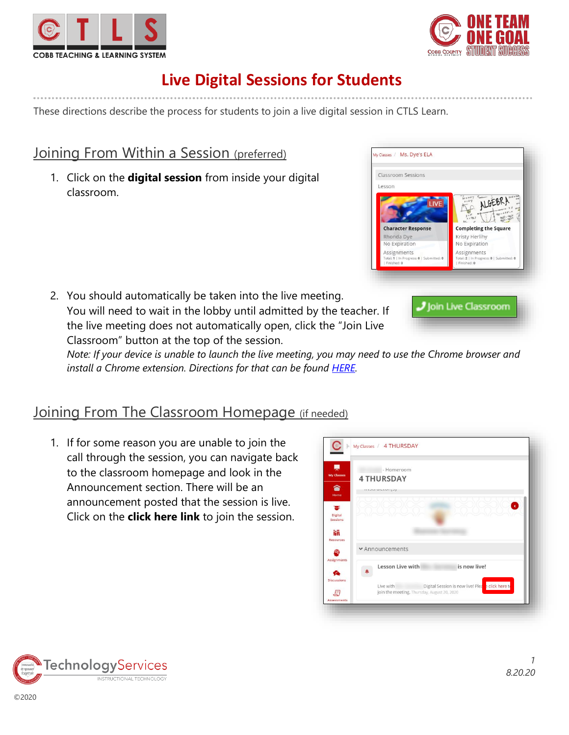# Live Digital Sessions for Students

These directions describe the process for students to join a live digital session in CTLS Learn.

## Joining From Within a Session (preferred)

1. Click on the **digital session** from inside your digital classroom.

2. You should automatically be taken into the live meeting. You will need to wait in the lobby until admitted by the teacher. If the live meeting does not automatically open, click the "Join Live Classroom" button at the top of the session.
   *Note: If your device is unable to launch the live meeting, you may need to use the Chrome browser and install a Chrome extension. Directions for that can be found HERE.*

## Joining From The Classroom Homepage (if needed)

1. If for some reason you are unable to join the call through the session, you can navigate back to the classroom homepage and look in the Announcement section. There will be an announcement posted that the session is live. Click on the **click here link** to join the session.

©2020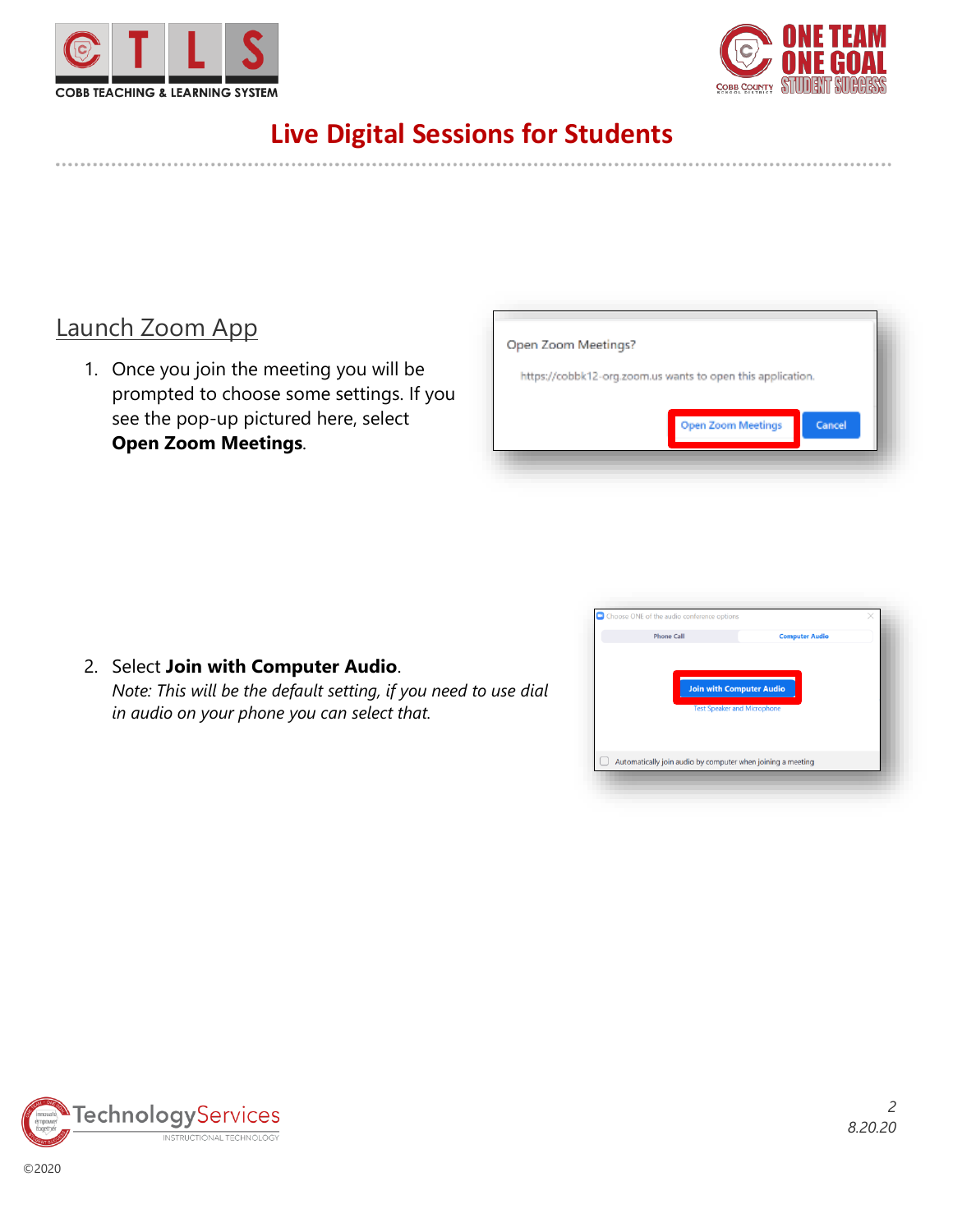# Live Digital Sessions for Students

## Launch Zoom App

1. Once you join the meeting you will be prompted to choose some settings. If you see the pop-up pictured here, select **Open Zoom Meetings**.

2. Select **Join with Computer Audio**.
   *Note: This will be the default setting, if you need to use dial in audio on your phone you can select that.*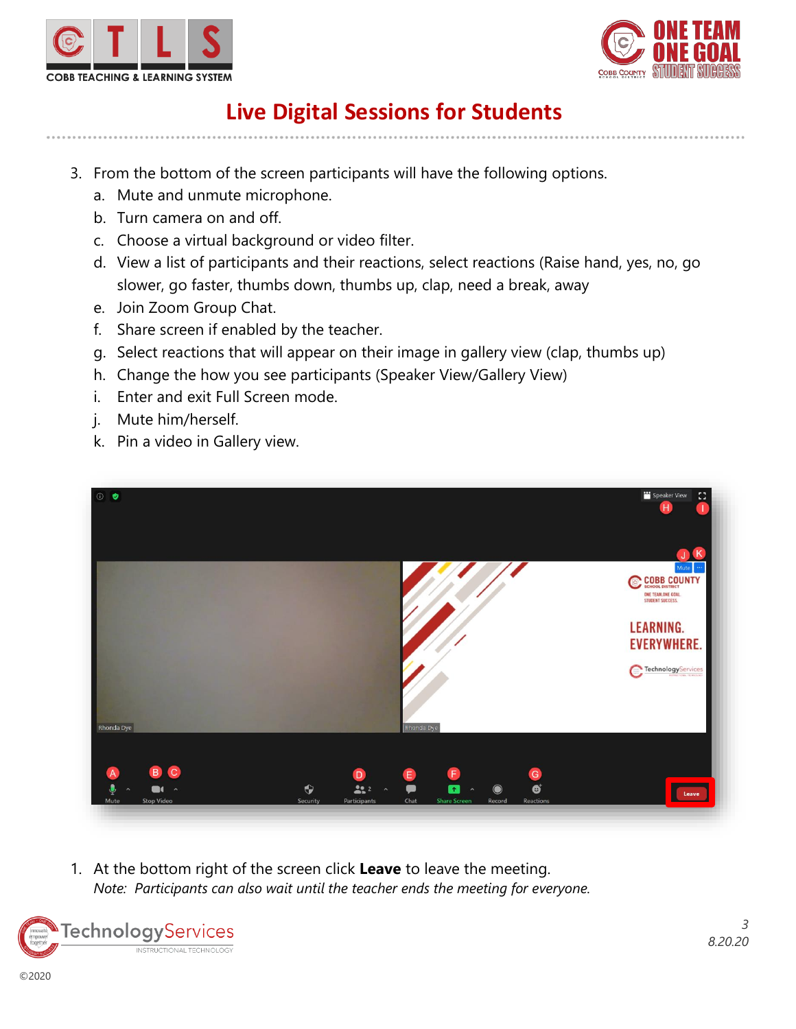## Live Digital Sessions for Students

3. From the bottom of the screen participants will have the following options.
   a. Mute and unmute microphone.
   b. Turn camera on and off.
   c. Choose a virtual background or video filter.
   d. View a list of participants and their reactions, select reactions (Raise hand, yes, no, go slower, go faster, thumbs down, thumbs up, clap, need a break, away
   e. Join Zoom Group Chat.
   f. Share screen if enabled by the teacher.
   g. Select reactions that will appear on their image in gallery view (clap, thumbs up)
   h. Change the how you see participants (Speaker View/Gallery View)
   i. Enter and exit Full Screen mode.
   j. Mute him/herself.
   k. Pin a video in Gallery view.

1. At the bottom right of the screen click **Leave** to leave the meeting.
   *Note: Participants can also wait until the teacher ends the meeting for everyone.*

8.20.20

©2020